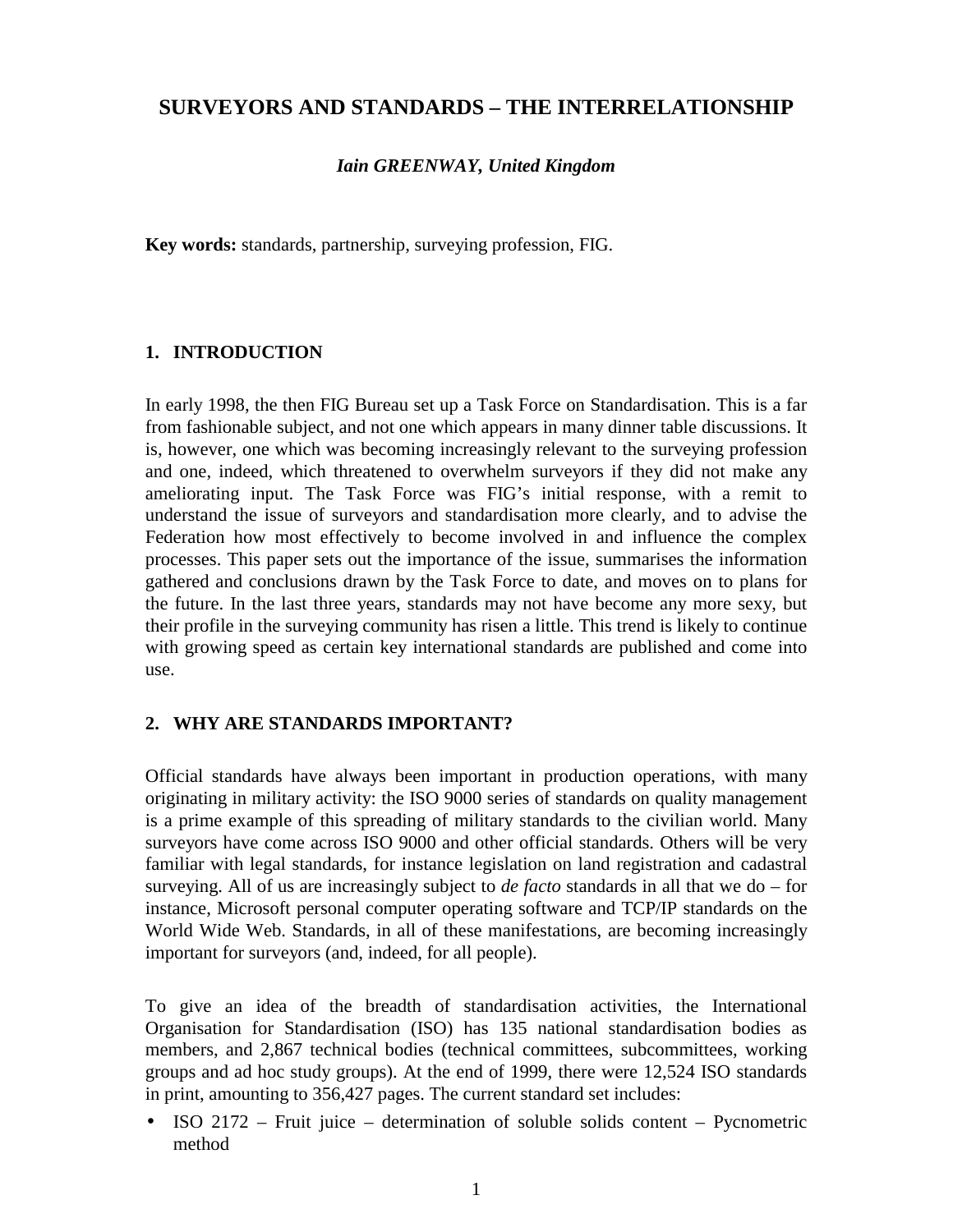# SURVEYORS AND STANDARDS – THE INTERRELATIONSHIP

***Iain GREENWAY, United Kingdom***

**Key words:** standards, partnership, surveying profession, FIG.

## 1. INTRODUCTION

In early 1998, the then FIG Bureau set up a Task Force on Standardisation. This is a far from fashionable subject, and not one which appears in many dinner table discussions. It is, however, one which was becoming increasingly relevant to the surveying profession and one, indeed, which threatened to overwhelm surveyors if they did not make any ameliorating input. The Task Force was FIG's initial response, with a remit to understand the issue of surveyors and standardisation more clearly, and to advise the Federation how most effectively to become involved in and influence the complex processes. This paper sets out the importance of the issue, summarises the information gathered and conclusions drawn by the Task Force to date, and moves on to plans for the future. In the last three years, standards may not have become any more sexy, but their profile in the surveying community has risen a little. This trend is likely to continue with growing speed as certain key international standards are published and come into use.

## 2. WHY ARE STANDARDS IMPORTANT?

Official standards have always been important in production operations, with many originating in military activity: the ISO 9000 series of standards on quality management is a prime example of this spreading of military standards to the civilian world. Many surveyors have come across ISO 9000 and other official standards. Others will be very familiar with legal standards, for instance legislation on land registration and cadastral surveying. All of us are increasingly subject to *de facto* standards in all that we do – for instance, Microsoft personal computer operating software and TCP/IP standards on the World Wide Web. Standards, in all of these manifestations, are becoming increasingly important for surveyors (and, indeed, for all people).

To give an idea of the breadth of standardisation activities, the International Organisation for Standardisation (ISO) has 135 national standardisation bodies as members, and 2,867 technical bodies (technical committees, subcommittees, working groups and ad hoc study groups). At the end of 1999, there were 12,524 ISO standards in print, amounting to 356,427 pages. The current standard set includes:

- ISO 2172 – Fruit juice – determination of soluble solids content – Pycnometric method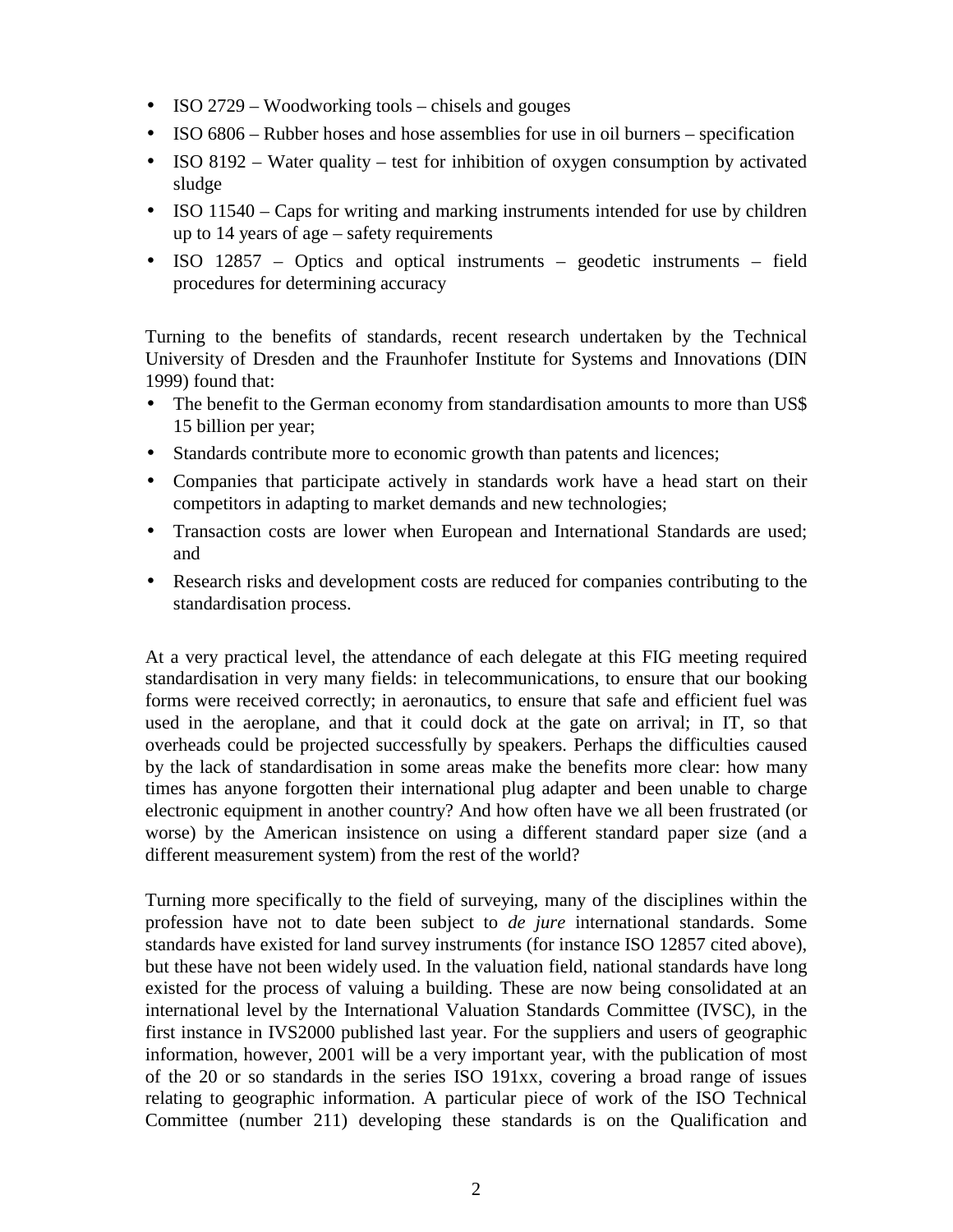- ISO 2729 – Woodworking tools – chisels and gouges
- ISO 6806 – Rubber hoses and hose assemblies for use in oil burners – specification
- ISO 8192 – Water quality – test for inhibition of oxygen consumption by activated sludge
- ISO 11540 – Caps for writing and marking instruments intended for use by children up to 14 years of age – safety requirements
- ISO 12857 – Optics and optical instruments – geodetic instruments – field procedures for determining accuracy

Turning to the benefits of standards, recent research undertaken by the Technical University of Dresden and the Fraunhofer Institute for Systems and Innovations (DIN 1999) found that:

- The benefit to the German economy from standardisation amounts to more than US$ 15 billion per year;
- Standards contribute more to economic growth than patents and licences;
- Companies that participate actively in standards work have a head start on their competitors in adapting to market demands and new technologies;
- Transaction costs are lower when European and International Standards are used; and
- Research risks and development costs are reduced for companies contributing to the standardisation process.

At a very practical level, the attendance of each delegate at this FIG meeting required standardisation in very many fields: in telecommunications, to ensure that our booking forms were received correctly; in aeronautics, to ensure that safe and efficient fuel was used in the aeroplane, and that it could dock at the gate on arrival; in IT, so that overheads could be projected successfully by speakers. Perhaps the difficulties caused by the lack of standardisation in some areas make the benefits more clear: how many times has anyone forgotten their international plug adapter and been unable to charge electronic equipment in another country? And how often have we all been frustrated (or worse) by the American insistence on using a different standard paper size (and a different measurement system) from the rest of the world?

Turning more specifically to the field of surveying, many of the disciplines within the profession have not to date been subject to *de jure* international standards. Some standards have existed for land survey instruments (for instance ISO 12857 cited above), but these have not been widely used. In the valuation field, national standards have long existed for the process of valuing a building. These are now being consolidated at an international level by the International Valuation Standards Committee (IVSC), in the first instance in IVS2000 published last year. For the suppliers and users of geographic information, however, 2001 will be a very important year, with the publication of most of the 20 or so standards in the series ISO 191xx, covering a broad range of issues relating to geographic information. A particular piece of work of the ISO Technical Committee (number 211) developing these standards is on the Qualification and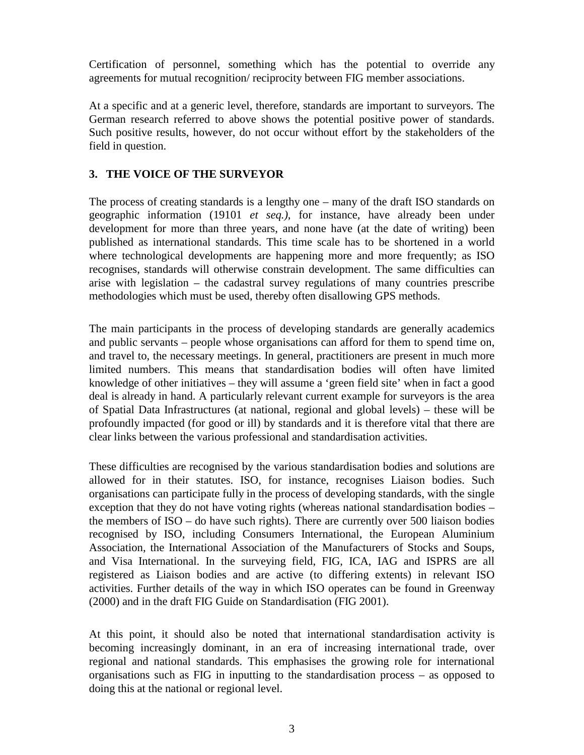Certification of personnel, something which has the potential to override any agreements for mutual recognition/ reciprocity between FIG member associations.

At a specific and at a generic level, therefore, standards are important to surveyors. The German research referred to above shows the potential positive power of standards. Such positive results, however, do not occur without effort by the stakeholders of the field in question.

## 3. THE VOICE OF THE SURVEYOR

The process of creating standards is a lengthy one – many of the draft ISO standards on geographic information (19101 *et seq.),* for instance, have already been under development for more than three years, and none have (at the date of writing) been published as international standards. This time scale has to be shortened in a world where technological developments are happening more and more frequently; as ISO recognises, standards will otherwise constrain development. The same difficulties can arise with legislation – the cadastral survey regulations of many countries prescribe methodologies which must be used, thereby often disallowing GPS methods.

The main participants in the process of developing standards are generally academics and public servants – people whose organisations can afford for them to spend time on, and travel to, the necessary meetings. In general, practitioners are present in much more limited numbers. This means that standardisation bodies will often have limited knowledge of other initiatives – they will assume a 'green field site' when in fact a good deal is already in hand. A particularly relevant current example for surveyors is the area of Spatial Data Infrastructures (at national, regional and global levels) – these will be profoundly impacted (for good or ill) by standards and it is therefore vital that there are clear links between the various professional and standardisation activities.

These difficulties are recognised by the various standardisation bodies and solutions are allowed for in their statutes. ISO, for instance, recognises Liaison bodies. Such organisations can participate fully in the process of developing standards, with the single exception that they do not have voting rights (whereas national standardisation bodies – the members of ISO – do have such rights). There are currently over 500 liaison bodies recognised by ISO, including Consumers International, the European Aluminium Association, the International Association of the Manufacturers of Stocks and Soups, and Visa International. In the surveying field, FIG, ICA, IAG and ISPRS are all registered as Liaison bodies and are active (to differing extents) in relevant ISO activities. Further details of the way in which ISO operates can be found in Greenway (2000) and in the draft FIG Guide on Standardisation (FIG 2001).

At this point, it should also be noted that international standardisation activity is becoming increasingly dominant, in an era of increasing international trade, over regional and national standards. This emphasises the growing role for international organisations such as FIG in inputting to the standardisation process – as opposed to doing this at the national or regional level.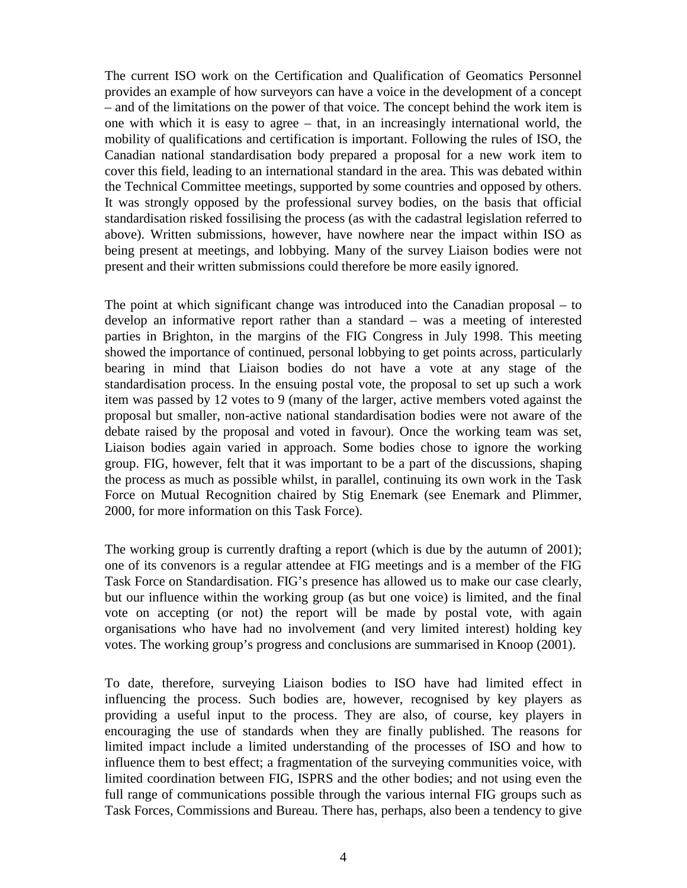The current ISO work on the Certification and Qualification of Geomatics Personnel provides an example of how surveyors can have a voice in the development of a concept – and of the limitations on the power of that voice. The concept behind the work item is one with which it is easy to agree – that, in an increasingly international world, the mobility of qualifications and certification is important. Following the rules of ISO, the Canadian national standardisation body prepared a proposal for a new work item to cover this field, leading to an international standard in the area. This was debated within the Technical Committee meetings, supported by some countries and opposed by others. It was strongly opposed by the professional survey bodies, on the basis that official standardisation risked fossilising the process (as with the cadastral legislation referred to above). Written submissions, however, have nowhere near the impact within ISO as being present at meetings, and lobbying. Many of the survey Liaison bodies were not present and their written submissions could therefore be more easily ignored.

The point at which significant change was introduced into the Canadian proposal – to develop an informative report rather than a standard – was a meeting of interested parties in Brighton, in the margins of the FIG Congress in July 1998. This meeting showed the importance of continued, personal lobbying to get points across, particularly bearing in mind that Liaison bodies do not have a vote at any stage of the standardisation process. In the ensuing postal vote, the proposal to set up such a work item was passed by 12 votes to 9 (many of the larger, active members voted against the proposal but smaller, non-active national standardisation bodies were not aware of the debate raised by the proposal and voted in favour). Once the working team was set, Liaison bodies again varied in approach. Some bodies chose to ignore the working group. FIG, however, felt that it was important to be a part of the discussions, shaping the process as much as possible whilst, in parallel, continuing its own work in the Task Force on Mutual Recognition chaired by Stig Enemark (see Enemark and Plimmer, 2000, for more information on this Task Force).

The working group is currently drafting a report (which is due by the autumn of 2001); one of its convenors is a regular attendee at FIG meetings and is a member of the FIG Task Force on Standardisation. FIG's presence has allowed us to make our case clearly, but our influence within the working group (as but one voice) is limited, and the final vote on accepting (or not) the report will be made by postal vote, with again organisations who have had no involvement (and very limited interest) holding key votes. The working group's progress and conclusions are summarised in Knoop (2001).

To date, therefore, surveying Liaison bodies to ISO have had limited effect in influencing the process. Such bodies are, however, recognised by key players as providing a useful input to the process. They are also, of course, key players in encouraging the use of standards when they are finally published. The reasons for limited impact include a limited understanding of the processes of ISO and how to influence them to best effect; a fragmentation of the surveying communities voice, with limited coordination between FIG, ISPRS and the other bodies; and not using even the full range of communications possible through the various internal FIG groups such as Task Forces, Commissions and Bureau. There has, perhaps, also been a tendency to give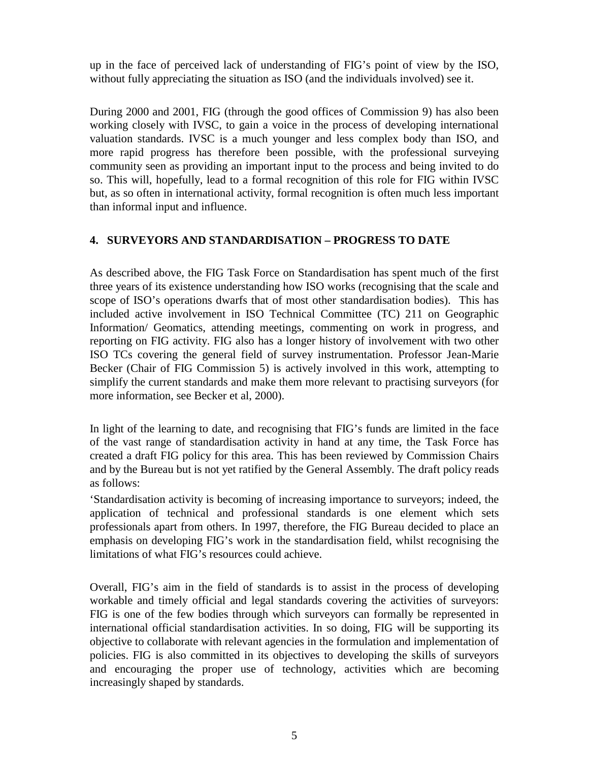up in the face of perceived lack of understanding of FIG's point of view by the ISO, without fully appreciating the situation as ISO (and the individuals involved) see it.

During 2000 and 2001, FIG (through the good offices of Commission 9) has also been working closely with IVSC, to gain a voice in the process of developing international valuation standards. IVSC is a much younger and less complex body than ISO, and more rapid progress has therefore been possible, with the professional surveying community seen as providing an important input to the process and being invited to do so. This will, hopefully, lead to a formal recognition of this role for FIG within IVSC but, as so often in international activity, formal recognition is often much less important than informal input and influence.

## 4. SURVEYORS AND STANDARDISATION – PROGRESS TO DATE

As described above, the FIG Task Force on Standardisation has spent much of the first three years of its existence understanding how ISO works (recognising that the scale and scope of ISO's operations dwarfs that of most other standardisation bodies). This has included active involvement in ISO Technical Committee (TC) 211 on Geographic Information/ Geomatics, attending meetings, commenting on work in progress, and reporting on FIG activity. FIG also has a longer history of involvement with two other ISO TCs covering the general field of survey instrumentation. Professor Jean-Marie Becker (Chair of FIG Commission 5) is actively involved in this work, attempting to simplify the current standards and make them more relevant to practising surveyors (for more information, see Becker et al, 2000).

In light of the learning to date, and recognising that FIG's funds are limited in the face of the vast range of standardisation activity in hand at any time, the Task Force has created a draft FIG policy for this area. This has been reviewed by Commission Chairs and by the Bureau but is not yet ratified by the General Assembly. The draft policy reads as follows:

'Standardisation activity is becoming of increasing importance to surveyors; indeed, the application of technical and professional standards is one element which sets professionals apart from others. In 1997, therefore, the FIG Bureau decided to place an emphasis on developing FIG's work in the standardisation field, whilst recognising the limitations of what FIG's resources could achieve.

Overall, FIG's aim in the field of standards is to assist in the process of developing workable and timely official and legal standards covering the activities of surveyors: FIG is one of the few bodies through which surveyors can formally be represented in international official standardisation activities. In so doing, FIG will be supporting its objective to collaborate with relevant agencies in the formulation and implementation of policies. FIG is also committed in its objectives to developing the skills of surveyors and encouraging the proper use of technology, activities which are becoming increasingly shaped by standards.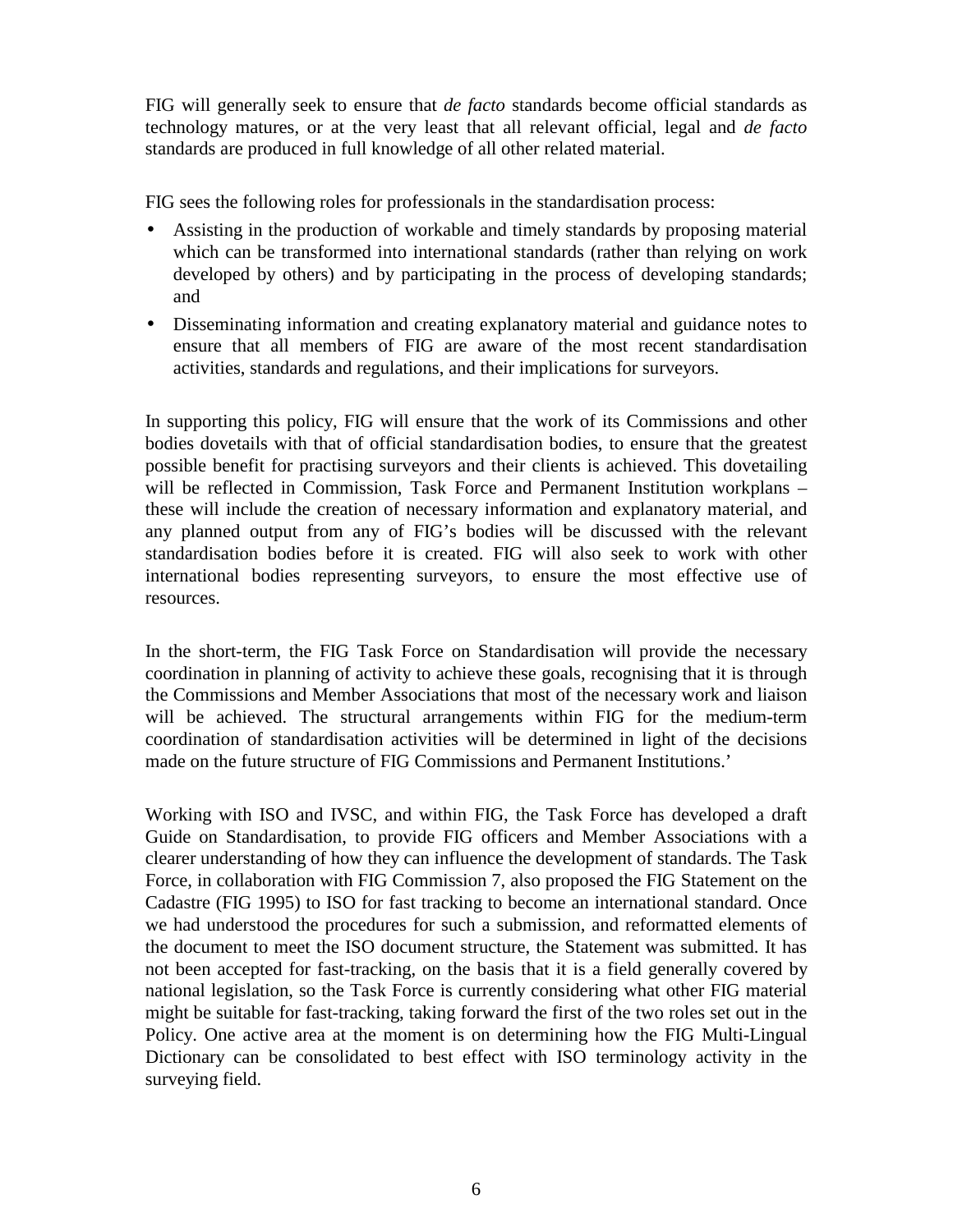FIG will generally seek to ensure that *de facto* standards become official standards as technology matures, or at the very least that all relevant official, legal and *de facto* standards are produced in full knowledge of all other related material.

FIG sees the following roles for professionals in the standardisation process:

- Assisting in the production of workable and timely standards by proposing material which can be transformed into international standards (rather than relying on work developed by others) and by participating in the process of developing standards; and
- Disseminating information and creating explanatory material and guidance notes to ensure that all members of FIG are aware of the most recent standardisation activities, standards and regulations, and their implications for surveyors.

In supporting this policy, FIG will ensure that the work of its Commissions and other bodies dovetails with that of official standardisation bodies, to ensure that the greatest possible benefit for practising surveyors and their clients is achieved. This dovetailing will be reflected in Commission, Task Force and Permanent Institution workplans – these will include the creation of necessary information and explanatory material, and any planned output from any of FIG's bodies will be discussed with the relevant standardisation bodies before it is created. FIG will also seek to work with other international bodies representing surveyors, to ensure the most effective use of resources.

In the short-term, the FIG Task Force on Standardisation will provide the necessary coordination in planning of activity to achieve these goals, recognising that it is through the Commissions and Member Associations that most of the necessary work and liaison will be achieved. The structural arrangements within FIG for the medium-term coordination of standardisation activities will be determined in light of the decisions made on the future structure of FIG Commissions and Permanent Institutions.'

Working with ISO and IVSC, and within FIG, the Task Force has developed a draft Guide on Standardisation, to provide FIG officers and Member Associations with a clearer understanding of how they can influence the development of standards. The Task Force, in collaboration with FIG Commission 7, also proposed the FIG Statement on the Cadastre (FIG 1995) to ISO for fast tracking to become an international standard. Once we had understood the procedures for such a submission, and reformatted elements of the document to meet the ISO document structure, the Statement was submitted. It has not been accepted for fast-tracking, on the basis that it is a field generally covered by national legislation, so the Task Force is currently considering what other FIG material might be suitable for fast-tracking, taking forward the first of the two roles set out in the Policy. One active area at the moment is on determining how the FIG Multi-Lingual Dictionary can be consolidated to best effect with ISO terminology activity in the surveying field.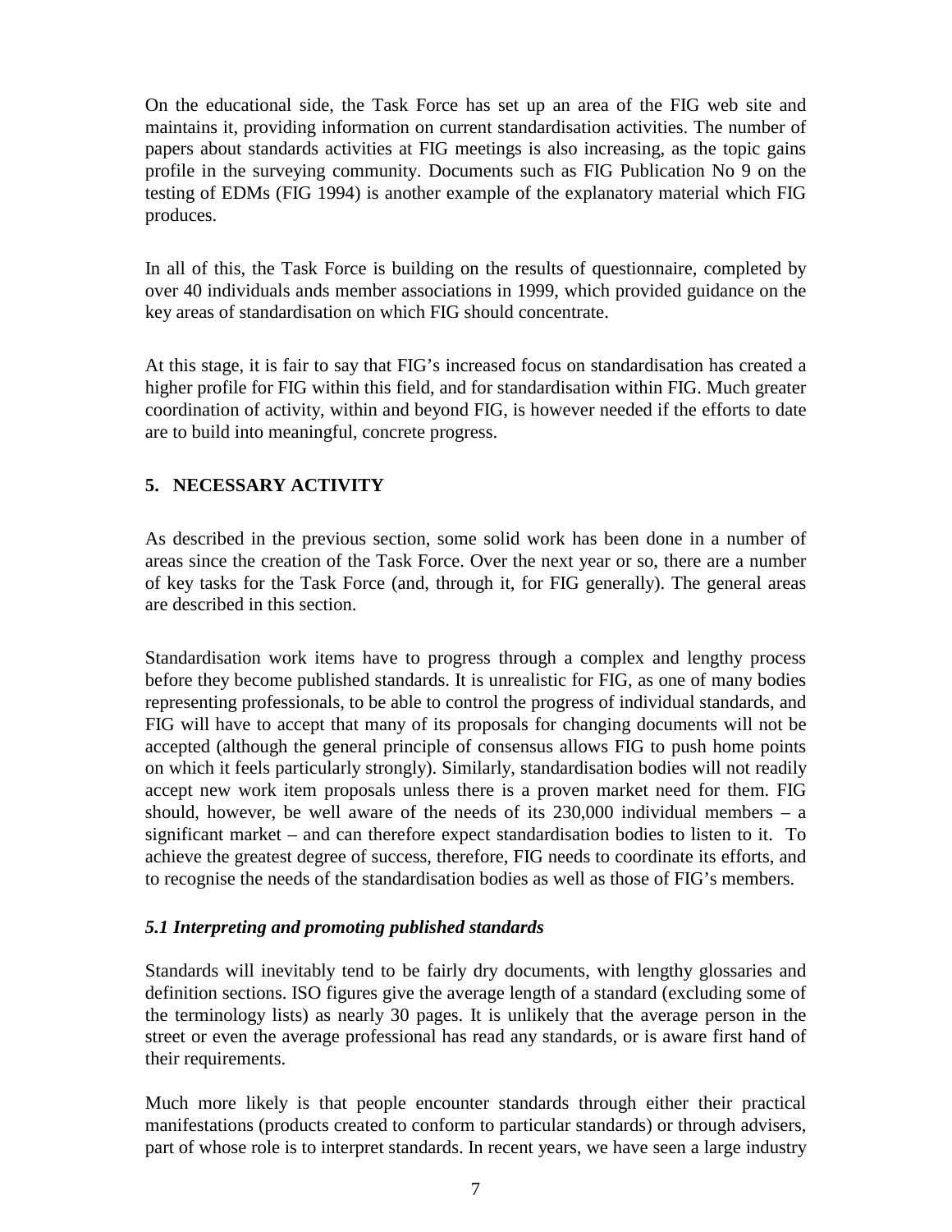On the educational side, the Task Force has set up an area of the FIG web site and maintains it, providing information on current standardisation activities. The number of papers about standards activities at FIG meetings is also increasing, as the topic gains profile in the surveying community. Documents such as FIG Publication No 9 on the testing of EDMs (FIG 1994) is another example of the explanatory material which FIG produces.

In all of this, the Task Force is building on the results of questionnaire, completed by over 40 individuals ands member associations in 1999, which provided guidance on the key areas of standardisation on which FIG should concentrate.

At this stage, it is fair to say that FIG's increased focus on standardisation has created a higher profile for FIG within this field, and for standardisation within FIG. Much greater coordination of activity, within and beyond FIG, is however needed if the efforts to date are to build into meaningful, concrete progress.

## 5. NECESSARY ACTIVITY

As described in the previous section, some solid work has been done in a number of areas since the creation of the Task Force. Over the next year or so, there are a number of key tasks for the Task Force (and, through it, for FIG generally). The general areas are described in this section.

Standardisation work items have to progress through a complex and lengthy process before they become published standards. It is unrealistic for FIG, as one of many bodies representing professionals, to be able to control the progress of individual standards, and FIG will have to accept that many of its proposals for changing documents will not be accepted (although the general principle of consensus allows FIG to push home points on which it feels particularly strongly). Similarly, standardisation bodies will not readily accept new work item proposals unless there is a proven market need for them. FIG should, however, be well aware of the needs of its 230,000 individual members – a significant market – and can therefore expect standardisation bodies to listen to it. To achieve the greatest degree of success, therefore, FIG needs to coordinate its efforts, and to recognise the needs of the standardisation bodies as well as those of FIG's members.

### *5.1 Interpreting and promoting published standards*

Standards will inevitably tend to be fairly dry documents, with lengthy glossaries and definition sections. ISO figures give the average length of a standard (excluding some of the terminology lists) as nearly 30 pages. It is unlikely that the average person in the street or even the average professional has read any standards, or is aware first hand of their requirements.

Much more likely is that people encounter standards through either their practical manifestations (products created to conform to particular standards) or through advisers, part of whose role is to interpret standards. In recent years, we have seen a large industry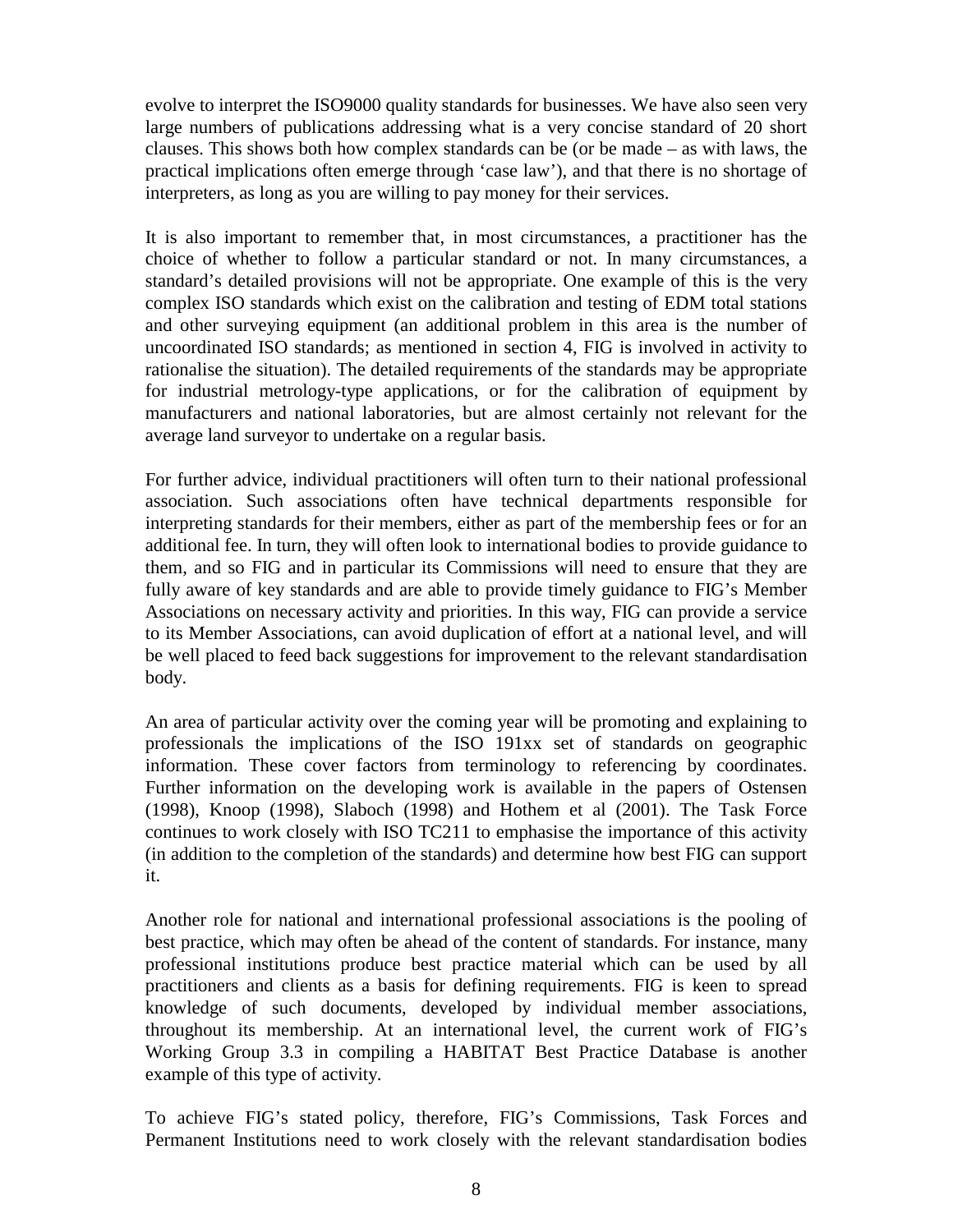evolve to interpret the ISO9000 quality standards for businesses. We have also seen very large numbers of publications addressing what is a very concise standard of 20 short clauses. This shows both how complex standards can be (or be made – as with laws, the practical implications often emerge through 'case law'), and that there is no shortage of interpreters, as long as you are willing to pay money for their services.

It is also important to remember that, in most circumstances, a practitioner has the choice of whether to follow a particular standard or not. In many circumstances, a standard's detailed provisions will not be appropriate. One example of this is the very complex ISO standards which exist on the calibration and testing of EDM total stations and other surveying equipment (an additional problem in this area is the number of uncoordinated ISO standards; as mentioned in section 4, FIG is involved in activity to rationalise the situation). The detailed requirements of the standards may be appropriate for industrial metrology-type applications, or for the calibration of equipment by manufacturers and national laboratories, but are almost certainly not relevant for the average land surveyor to undertake on a regular basis.

For further advice, individual practitioners will often turn to their national professional association. Such associations often have technical departments responsible for interpreting standards for their members, either as part of the membership fees or for an additional fee. In turn, they will often look to international bodies to provide guidance to them, and so FIG and in particular its Commissions will need to ensure that they are fully aware of key standards and are able to provide timely guidance to FIG's Member Associations on necessary activity and priorities. In this way, FIG can provide a service to its Member Associations, can avoid duplication of effort at a national level, and will be well placed to feed back suggestions for improvement to the relevant standardisation body.

An area of particular activity over the coming year will be promoting and explaining to professionals the implications of the ISO 191xx set of standards on geographic information. These cover factors from terminology to referencing by coordinates. Further information on the developing work is available in the papers of Ostensen (1998), Knoop (1998), Slaboch (1998) and Hothem et al (2001). The Task Force continues to work closely with ISO TC211 to emphasise the importance of this activity (in addition to the completion of the standards) and determine how best FIG can support it.

Another role for national and international professional associations is the pooling of best practice, which may often be ahead of the content of standards. For instance, many professional institutions produce best practice material which can be used by all practitioners and clients as a basis for defining requirements. FIG is keen to spread knowledge of such documents, developed by individual member associations, throughout its membership. At an international level, the current work of FIG's Working Group 3.3 in compiling a HABITAT Best Practice Database is another example of this type of activity.

To achieve FIG's stated policy, therefore, FIG's Commissions, Task Forces and Permanent Institutions need to work closely with the relevant standardisation bodies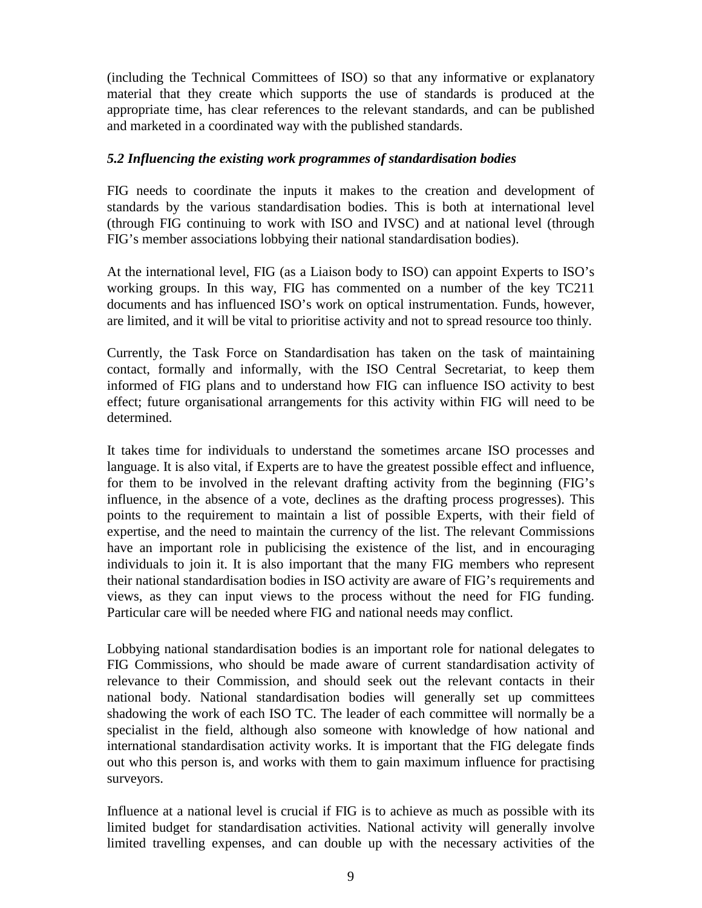(including the Technical Committees of ISO) so that any informative or explanatory material that they create which supports the use of standards is produced at the appropriate time, has clear references to the relevant standards, and can be published and marketed in a coordinated way with the published standards.

### *5.2 Influencing the existing work programmes of standardisation bodies*

FIG needs to coordinate the inputs it makes to the creation and development of standards by the various standardisation bodies. This is both at international level (through FIG continuing to work with ISO and IVSC) and at national level (through FIG's member associations lobbying their national standardisation bodies).

At the international level, FIG (as a Liaison body to ISO) can appoint Experts to ISO's working groups. In this way, FIG has commented on a number of the key TC211 documents and has influenced ISO's work on optical instrumentation. Funds, however, are limited, and it will be vital to prioritise activity and not to spread resource too thinly.

Currently, the Task Force on Standardisation has taken on the task of maintaining contact, formally and informally, with the ISO Central Secretariat, to keep them informed of FIG plans and to understand how FIG can influence ISO activity to best effect; future organisational arrangements for this activity within FIG will need to be determined.

It takes time for individuals to understand the sometimes arcane ISO processes and language. It is also vital, if Experts are to have the greatest possible effect and influence, for them to be involved in the relevant drafting activity from the beginning (FIG's influence, in the absence of a vote, declines as the drafting process progresses). This points to the requirement to maintain a list of possible Experts, with their field of expertise, and the need to maintain the currency of the list. The relevant Commissions have an important role in publicising the existence of the list, and in encouraging individuals to join it. It is also important that the many FIG members who represent their national standardisation bodies in ISO activity are aware of FIG's requirements and views, as they can input views to the process without the need for FIG funding. Particular care will be needed where FIG and national needs may conflict.

Lobbying national standardisation bodies is an important role for national delegates to FIG Commissions, who should be made aware of current standardisation activity of relevance to their Commission, and should seek out the relevant contacts in their national body. National standardisation bodies will generally set up committees shadowing the work of each ISO TC. The leader of each committee will normally be a specialist in the field, although also someone with knowledge of how national and international standardisation activity works. It is important that the FIG delegate finds out who this person is, and works with them to gain maximum influence for practising surveyors.

Influence at a national level is crucial if FIG is to achieve as much as possible with its limited budget for standardisation activities. National activity will generally involve limited travelling expenses, and can double up with the necessary activities of the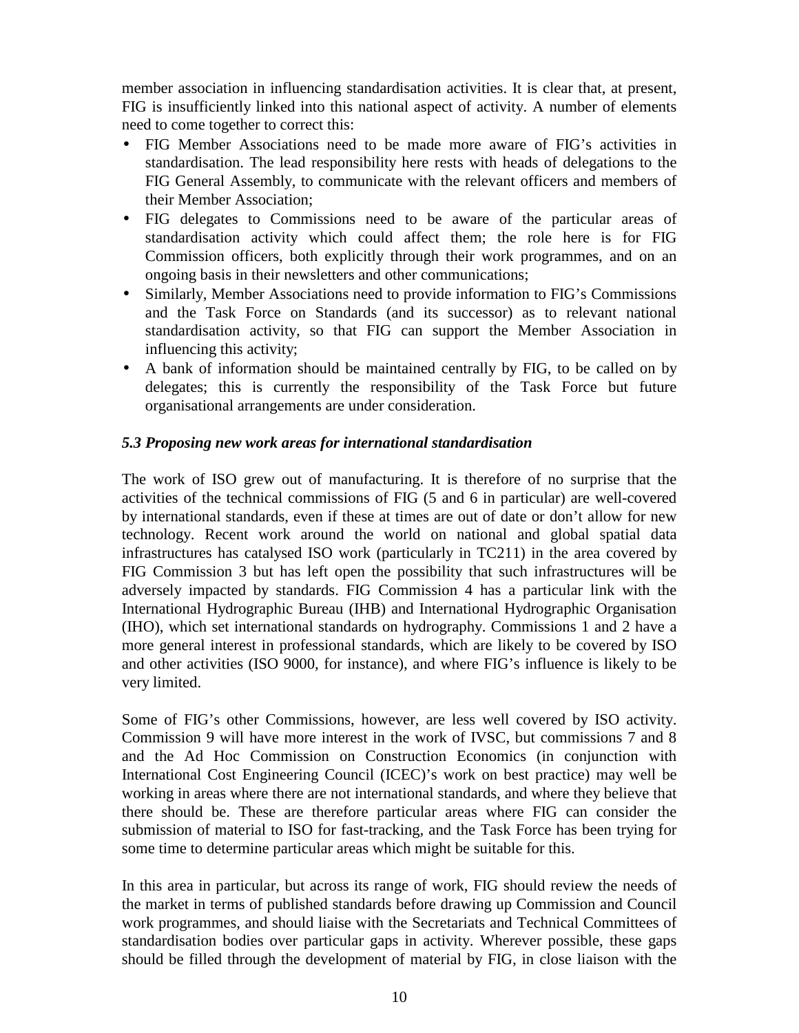member association in influencing standardisation activities. It is clear that, at present, FIG is insufficiently linked into this national aspect of activity. A number of elements need to come together to correct this:

- FIG Member Associations need to be made more aware of FIG's activities in standardisation. The lead responsibility here rests with heads of delegations to the FIG General Assembly, to communicate with the relevant officers and members of their Member Association;
- FIG delegates to Commissions need to be aware of the particular areas of standardisation activity which could affect them; the role here is for FIG Commission officers, both explicitly through their work programmes, and on an ongoing basis in their newsletters and other communications;
- Similarly, Member Associations need to provide information to FIG's Commissions and the Task Force on Standards (and its successor) as to relevant national standardisation activity, so that FIG can support the Member Association in influencing this activity;
- A bank of information should be maintained centrally by FIG, to be called on by delegates; this is currently the responsibility of the Task Force but future organisational arrangements are under consideration.

### *5.3 Proposing new work areas for international standardisation*

The work of ISO grew out of manufacturing. It is therefore of no surprise that the activities of the technical commissions of FIG (5 and 6 in particular) are well-covered by international standards, even if these at times are out of date or don't allow for new technology. Recent work around the world on national and global spatial data infrastructures has catalysed ISO work (particularly in TC211) in the area covered by FIG Commission 3 but has left open the possibility that such infrastructures will be adversely impacted by standards. FIG Commission 4 has a particular link with the International Hydrographic Bureau (IHB) and International Hydrographic Organisation (IHO), which set international standards on hydrography. Commissions 1 and 2 have a more general interest in professional standards, which are likely to be covered by ISO and other activities (ISO 9000, for instance), and where FIG's influence is likely to be very limited.

Some of FIG's other Commissions, however, are less well covered by ISO activity. Commission 9 will have more interest in the work of IVSC, but commissions 7 and 8 and the Ad Hoc Commission on Construction Economics (in conjunction with International Cost Engineering Council (ICEC)'s work on best practice) may well be working in areas where there are not international standards, and where they believe that there should be. These are therefore particular areas where FIG can consider the submission of material to ISO for fast-tracking, and the Task Force has been trying for some time to determine particular areas which might be suitable for this.

In this area in particular, but across its range of work, FIG should review the needs of the market in terms of published standards before drawing up Commission and Council work programmes, and should liaise with the Secretariats and Technical Committees of standardisation bodies over particular gaps in activity. Wherever possible, these gaps should be filled through the development of material by FIG, in close liaison with the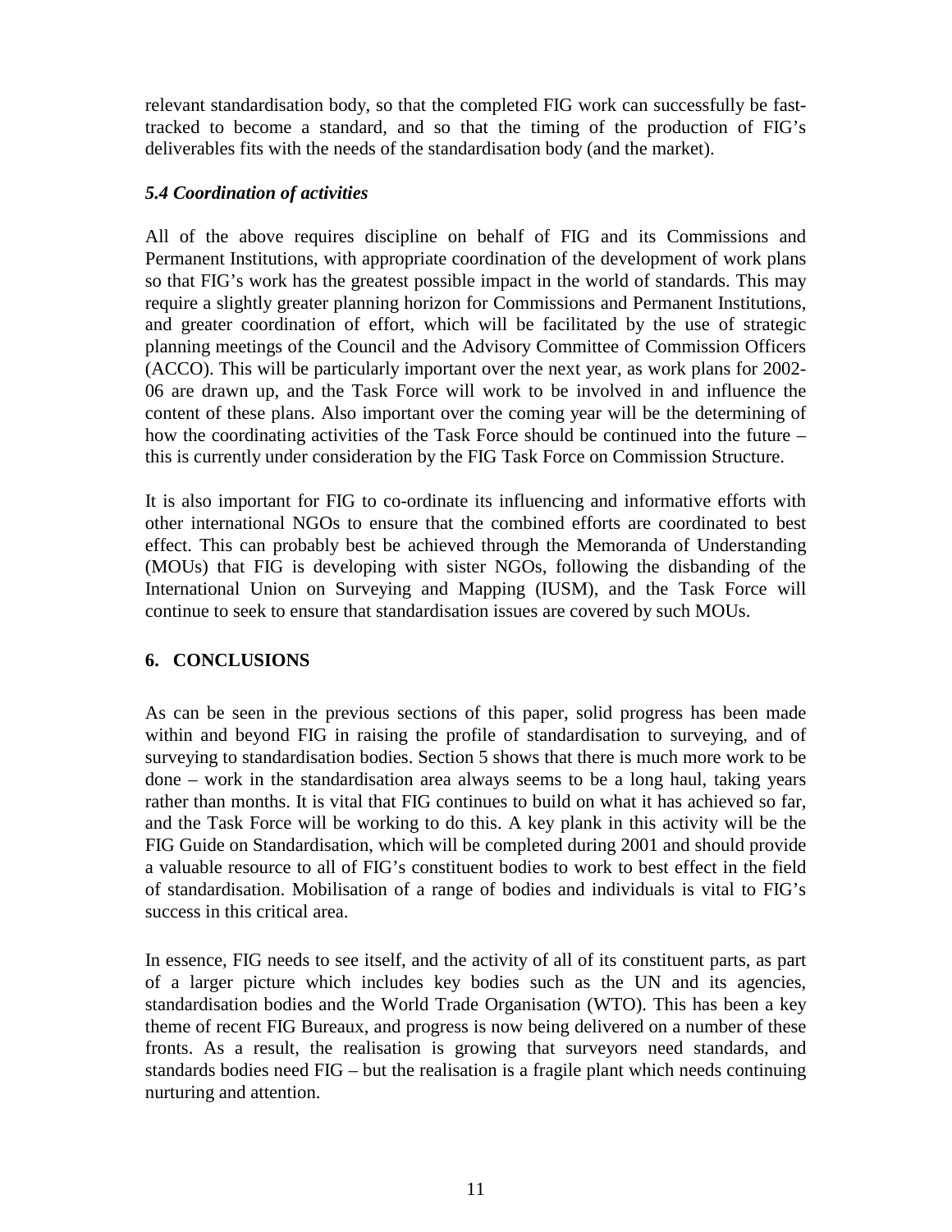relevant standardisation body, so that the completed FIG work can successfully be fast-tracked to become a standard, and so that the timing of the production of FIG's deliverables fits with the needs of the standardisation body (and the market).

### *5.4 Coordination of activities*

All of the above requires discipline on behalf of FIG and its Commissions and Permanent Institutions, with appropriate coordination of the development of work plans so that FIG's work has the greatest possible impact in the world of standards. This may require a slightly greater planning horizon for Commissions and Permanent Institutions, and greater coordination of effort, which will be facilitated by the use of strategic planning meetings of the Council and the Advisory Committee of Commission Officers (ACCO). This will be particularly important over the next year, as work plans for 2002-06 are drawn up, and the Task Force will work to be involved in and influence the content of these plans. Also important over the coming year will be the determining of how the coordinating activities of the Task Force should be continued into the future – this is currently under consideration by the FIG Task Force on Commission Structure.

It is also important for FIG to co-ordinate its influencing and informative efforts with other international NGOs to ensure that the combined efforts are coordinated to best effect. This can probably best be achieved through the Memoranda of Understanding (MOUs) that FIG is developing with sister NGOs, following the disbanding of the International Union on Surveying and Mapping (IUSM), and the Task Force will continue to seek to ensure that standardisation issues are covered by such MOUs.

## 6. CONCLUSIONS

As can be seen in the previous sections of this paper, solid progress has been made within and beyond FIG in raising the profile of standardisation to surveying, and of surveying to standardisation bodies. Section 5 shows that there is much more work to be done – work in the standardisation area always seems to be a long haul, taking years rather than months. It is vital that FIG continues to build on what it has achieved so far, and the Task Force will be working to do this. A key plank in this activity will be the FIG Guide on Standardisation, which will be completed during 2001 and should provide a valuable resource to all of FIG's constituent bodies to work to best effect in the field of standardisation. Mobilisation of a range of bodies and individuals is vital to FIG's success in this critical area.

In essence, FIG needs to see itself, and the activity of all of its constituent parts, as part of a larger picture which includes key bodies such as the UN and its agencies, standardisation bodies and the World Trade Organisation (WTO). This has been a key theme of recent FIG Bureaux, and progress is now being delivered on a number of these fronts. As a result, the realisation is growing that surveyors need standards, and standards bodies need FIG – but the realisation is a fragile plant which needs continuing nurturing and attention.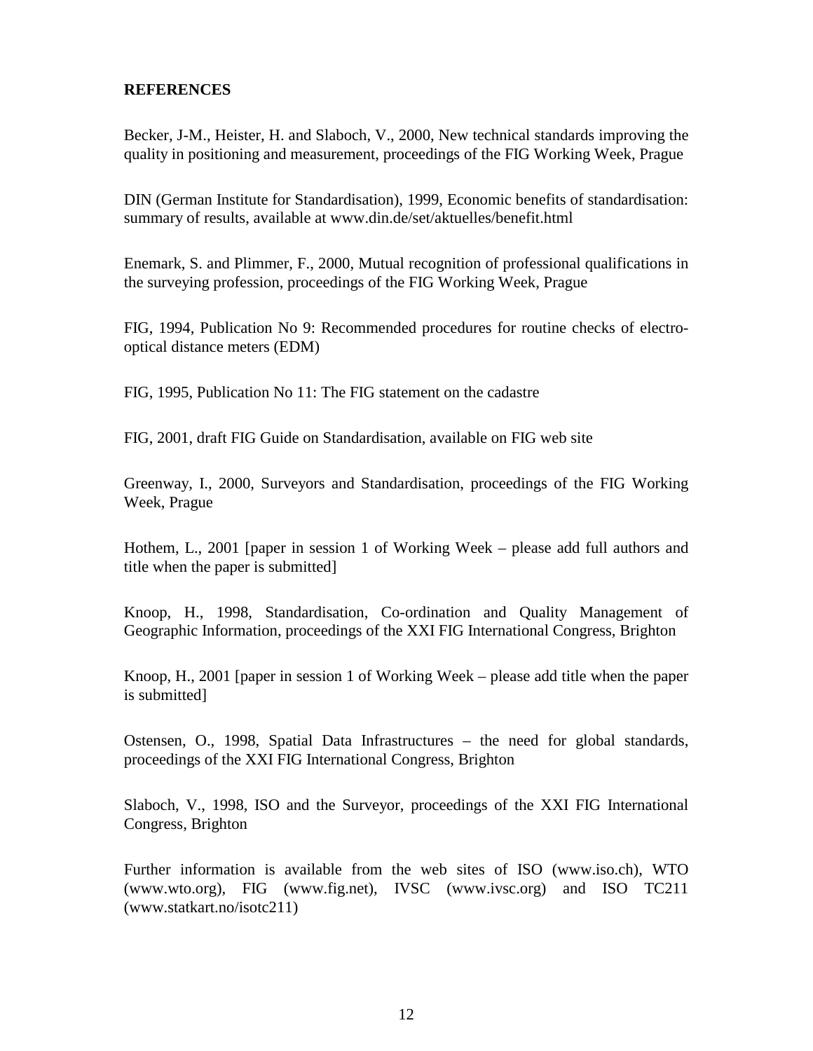## REFERENCES

Becker, J-M., Heister, H. and Slaboch, V., 2000, New technical standards improving the quality in positioning and measurement, proceedings of the FIG Working Week, Prague

DIN (German Institute for Standardisation), 1999, Economic benefits of standardisation: summary of results, available at www.din.de/set/aktuelles/benefit.html

Enemark, S. and Plimmer, F., 2000, Mutual recognition of professional qualifications in the surveying profession, proceedings of the FIG Working Week, Prague

FIG, 1994, Publication No 9: Recommended procedures for routine checks of electro-optical distance meters (EDM)

FIG, 1995, Publication No 11: The FIG statement on the cadastre

FIG, 2001, draft FIG Guide on Standardisation, available on FIG web site

Greenway, I., 2000, Surveyors and Standardisation, proceedings of the FIG Working Week, Prague

Hothem, L., 2001 [paper in session 1 of Working Week – please add full authors and title when the paper is submitted]

Knoop, H., 1998, Standardisation, Co-ordination and Quality Management of Geographic Information, proceedings of the XXI FIG International Congress, Brighton

Knoop, H., 2001 [paper in session 1 of Working Week – please add title when the paper is submitted]

Ostensen, O., 1998, Spatial Data Infrastructures – the need for global standards, proceedings of the XXI FIG International Congress, Brighton

Slaboch, V., 1998, ISO and the Surveyor, proceedings of the XXI FIG International Congress, Brighton

Further information is available from the web sites of ISO (www.iso.ch), WTO (www.wto.org), FIG (www.fig.net), IVSC (www.ivsc.org) and ISO TC211 (www.statkart.no/isotc211)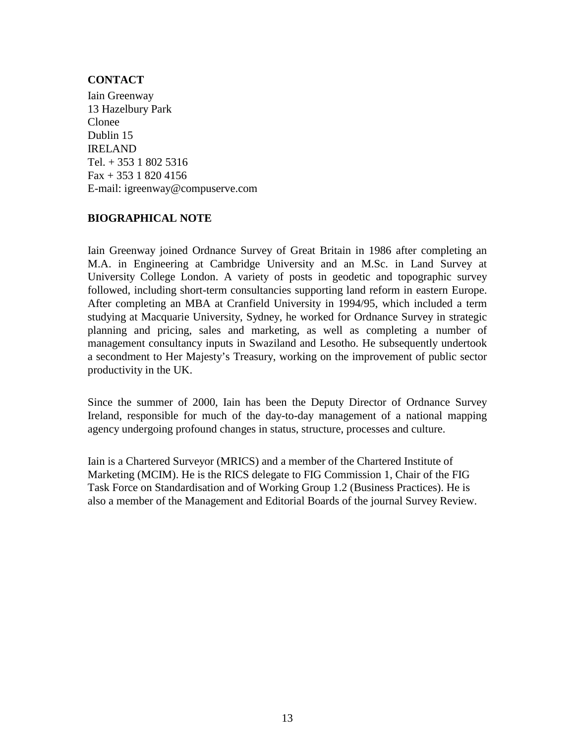## CONTACT

Iain Greenway
13 Hazelbury Park
Clonee
Dublin 15
IRELAND
Tel. + 353 1 802 5316
Fax + 353 1 820 4156
E-mail: igreenway@compuserve.com

## BIOGRAPHICAL NOTE

Iain Greenway joined Ordnance Survey of Great Britain in 1986 after completing an M.A. in Engineering at Cambridge University and an M.Sc. in Land Survey at University College London. A variety of posts in geodetic and topographic survey followed, including short-term consultancies supporting land reform in eastern Europe. After completing an MBA at Cranfield University in 1994/95, which included a term studying at Macquarie University, Sydney, he worked for Ordnance Survey in strategic planning and pricing, sales and marketing, as well as completing a number of management consultancy inputs in Swaziland and Lesotho. He subsequently undertook a secondment to Her Majesty's Treasury, working on the improvement of public sector productivity in the UK.

Since the summer of 2000, Iain has been the Deputy Director of Ordnance Survey Ireland, responsible for much of the day-to-day management of a national mapping agency undergoing profound changes in status, structure, processes and culture.

Iain is a Chartered Surveyor (MRICS) and a member of the Chartered Institute of Marketing (MCIM). He is the RICS delegate to FIG Commission 1, Chair of the FIG Task Force on Standardisation and of Working Group 1.2 (Business Practices). He is also a member of the Management and Editorial Boards of the journal Survey Review.